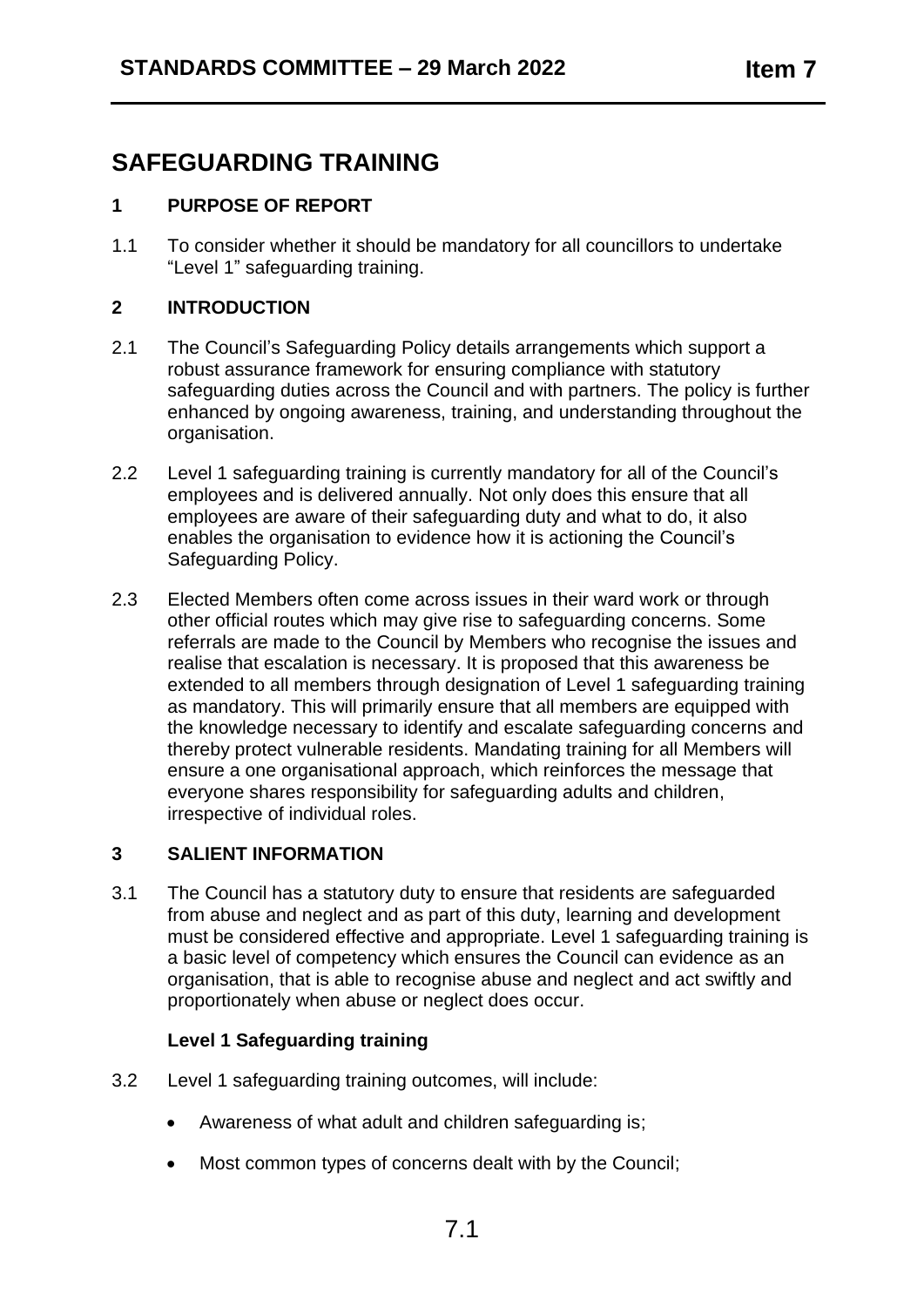# SAFEGUARDING TRAINING

## 1 PURPOSE OF REPORT

1.1 To consider whether it should be mandatory for all councillors to undertake "Level 1" safeguarding training.

## 2 INTRODUCTION

2.1 The Council's Safeguarding Policy details arrangements which support a robust assurance framework for ensuring compliance with statutory safeguarding duties across the Council and with partners. The policy is further enhanced by ongoing awareness, training, and understanding throughout the organisation.

2.2 Level 1 safeguarding training is currently mandatory for all of the Council's employees and is delivered annually. Not only does this ensure that all employees are aware of their safeguarding duty and what to do, it also enables the organisation to evidence how it is actioning the Council's Safeguarding Policy.

2.3 Elected Members often come across issues in their ward work or through other official routes which may give rise to safeguarding concerns. Some referrals are made to the Council by Members who recognise the issues and realise that escalation is necessary. It is proposed that this awareness be extended to all members through designation of Level 1 safeguarding training as mandatory. This will primarily ensure that all members are equipped with the knowledge necessary to identify and escalate safeguarding concerns and thereby protect vulnerable residents. Mandating training for all Members will ensure a one organisational approach, which reinforces the message that everyone shares responsibility for safeguarding adults and children, irrespective of individual roles.

## 3 SALIENT INFORMATION

3.1 The Council has a statutory duty to ensure that residents are safeguarded from abuse and neglect and as part of this duty, learning and development must be considered effective and appropriate. Level 1 safeguarding training is a basic level of competency which ensures the Council can evidence as an organisation, that is able to recognise abuse and neglect and act swiftly and proportionately when abuse or neglect does occur.

### Level 1 Safeguarding training

3.2 Level 1 safeguarding training outcomes, will include:

- Awareness of what adult and children safeguarding is;
- Most common types of concerns dealt with by the Council;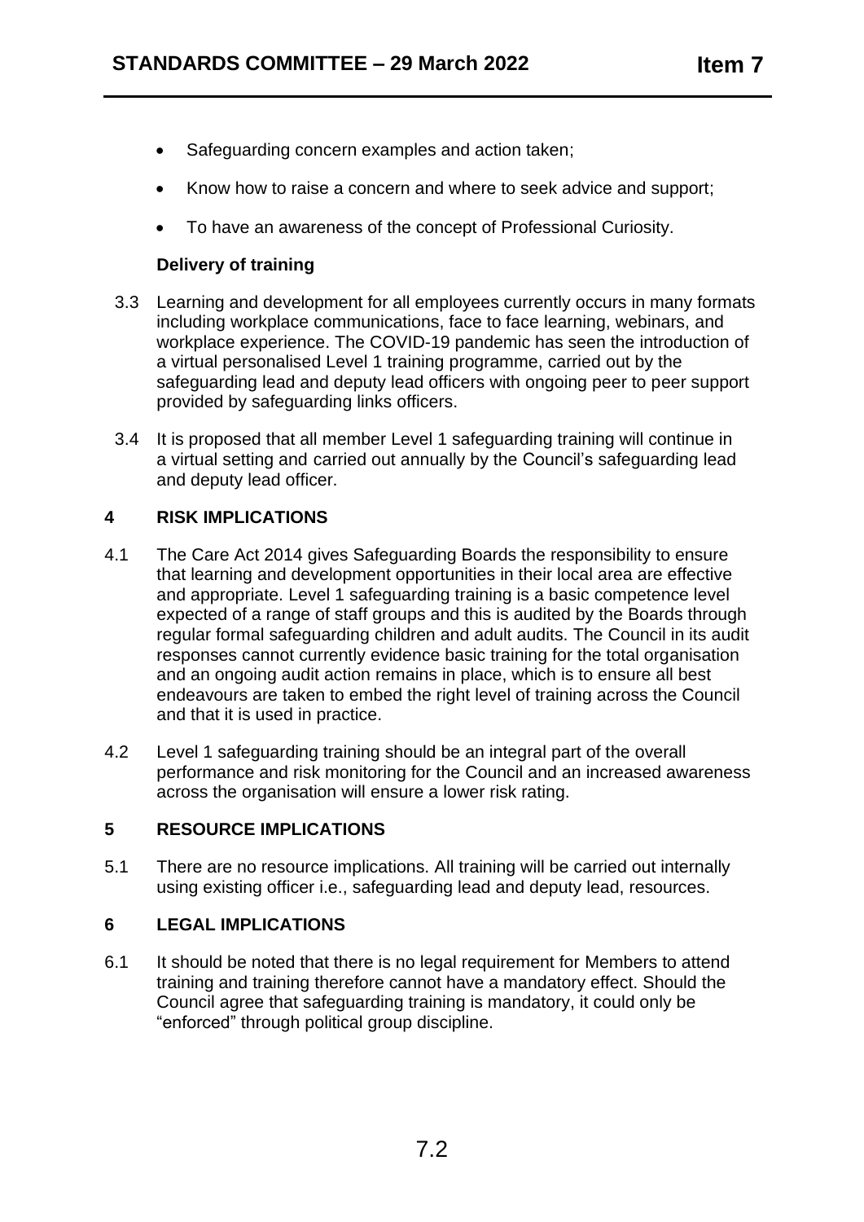- Safeguarding concern examples and action taken;
- Know how to raise a concern and where to seek advice and support;
- To have an awareness of the concept of Professional Curiosity.

**Delivery of training**

3.3 Learning and development for all employees currently occurs in many formats including workplace communications, face to face learning, webinars, and workplace experience. The COVID-19 pandemic has seen the introduction of a virtual personalised Level 1 training programme, carried out by the safeguarding lead and deputy lead officers with ongoing peer to peer support provided by safeguarding links officers.

3.4 It is proposed that all member Level 1 safeguarding training will continue in a virtual setting and carried out annually by the Council's safeguarding lead and deputy lead officer.

## 4 RISK IMPLICATIONS

4.1 The Care Act 2014 gives Safeguarding Boards the responsibility to ensure that learning and development opportunities in their local area are effective and appropriate. Level 1 safeguarding training is a basic competence level expected of a range of staff groups and this is audited by the Boards through regular formal safeguarding children and adult audits. The Council in its audit responses cannot currently evidence basic training for the total organisation and an ongoing audit action remains in place, which is to ensure all best endeavours are taken to embed the right level of training across the Council and that it is used in practice.

4.2 Level 1 safeguarding training should be an integral part of the overall performance and risk monitoring for the Council and an increased awareness across the organisation will ensure a lower risk rating.

## 5 RESOURCE IMPLICATIONS

5.1 There are no resource implications. All training will be carried out internally using existing officer i.e., safeguarding lead and deputy lead, resources.

## 6 LEGAL IMPLICATIONS

6.1 It should be noted that there is no legal requirement for Members to attend training and training therefore cannot have a mandatory effect. Should the Council agree that safeguarding training is mandatory, it could only be "enforced" through political group discipline.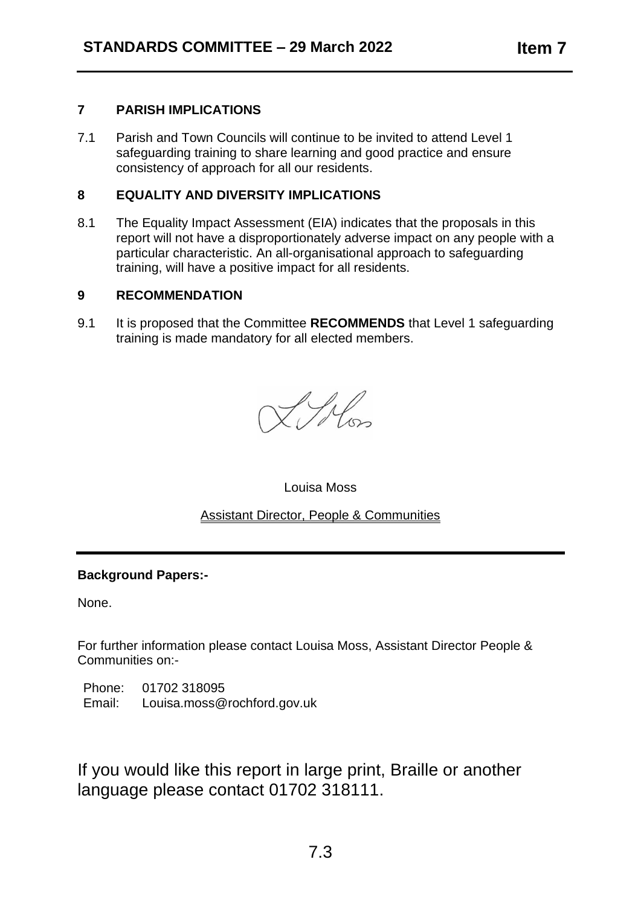## 7 PARISH IMPLICATIONS

7.1 Parish and Town Councils will continue to be invited to attend Level 1 safeguarding training to share learning and good practice and ensure consistency of approach for all our residents.

## 8 EQUALITY AND DIVERSITY IMPLICATIONS

8.1 The Equality Impact Assessment (EIA) indicates that the proposals in this report will not have a disproportionately adverse impact on any people with a particular characteristic. An all-organisational approach to safeguarding training, will have a positive impact for all residents.

## 9 RECOMMENDATION

9.1 It is proposed that the Committee **RECOMMENDS** that Level 1 safeguarding training is made mandatory for all elected members.

Louisa Moss

Assistant Director, People & Communities

---

**Background Papers:-**

None.

For further information please contact Louisa Moss, Assistant Director People & Communities on:-

Phone: 01702 318095
Email: Louisa.moss@rochford.gov.uk

If you would like this report in large print, Braille or another language please contact 01702 318111.